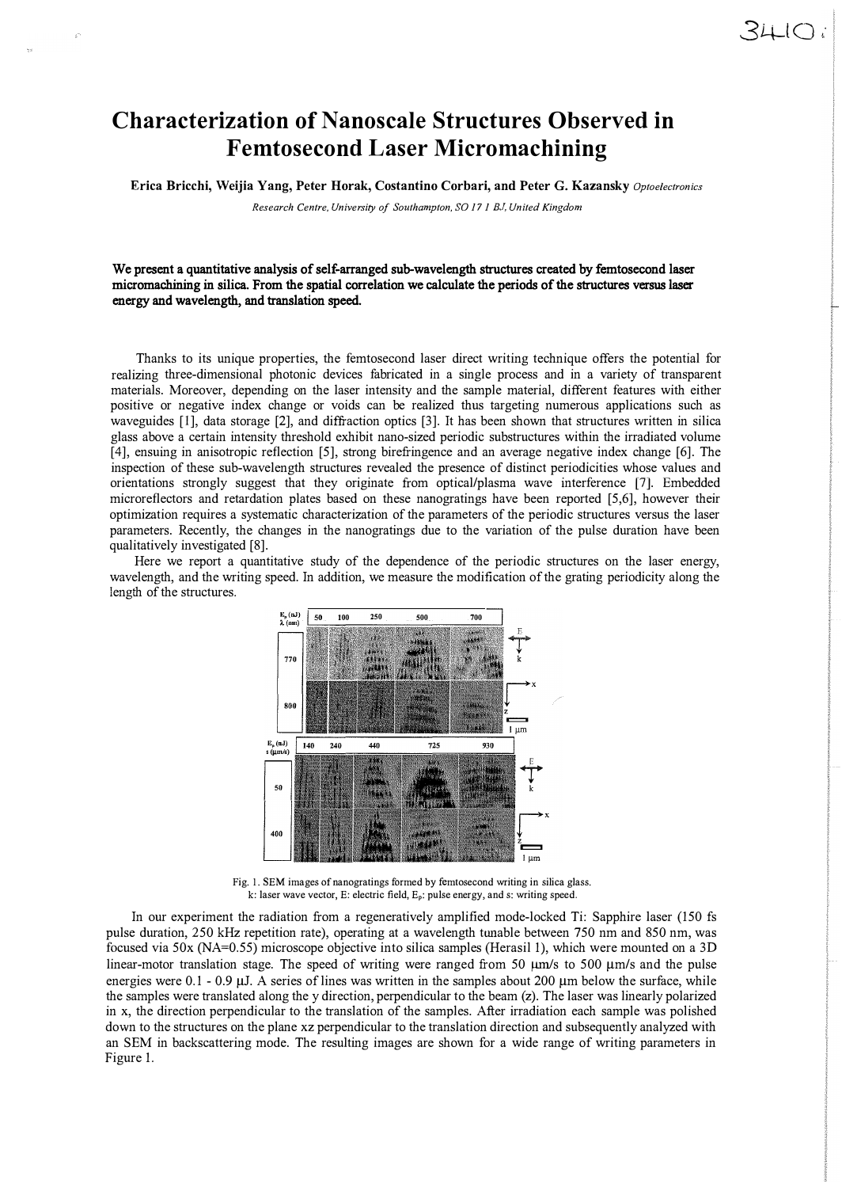# Characterization of Nanoscale Structures Observed in Femtosecond Laser Micromachining

**Erica Bricchi, Weijia Yang, Peter Horak, Costantino Corbari, and Peter G. Kazansky** *Optoelectronics Research Centre, University of Southampton, SO 17 1 BJ, United Kingdom*

**We present a quantitative analysis of self-arranged sub-wavelength structures created by femtosecond laser micromachining in silica. From the spatial correlation we calculate the periods of the structures versus laser energy and wavelength, and translation speed.**

Thanks to its unique properties, the femtosecond laser direct writing technique offers the potential for realizing three-dimensional photonic devices fabricated in a single process and in a variety of transparent materials. Moreover, depending on the laser intensity and the sample material, different features with either positive or negative index change or voids can be realized thus targeting numerous applications such as waveguides [1], data storage [2], and diffraction optics [3]. It has been shown that structures written in silica glass above a certain intensity threshold exhibit nano-sized periodic substructures within the irradiated volume [4], ensuing in anisotropic reflection [5], strong birefringence and an average negative index change [6]. The inspection of these sub-wavelength structures revealed the presence of distinct periodicities whose values and orientations strongly suggest that they originate from optical/plasma wave interference [7]. Embedded microreflectors and retardation plates based on these nanogratings have been reported [5,6], however their optimization requires a systematic characterization of the parameters of the periodic structures versus the laser parameters. Recently, the changes in the nanogratings due to the variation of the pulse duration have been qualitatively investigated [8].

Here we report a quantitative study of the dependence of the periodic structures on the laser energy, wavelength, and the writing speed. In addition, we measure the modification of the grating periodicity along the length of the structures.

Fig. 1. SEM images of nanogratings formed by femtosecond writing in silica glass. k: laser wave vector, E: electric field, $E_p$: pulse energy, and s: writing speed.

In our experiment the radiation from a regeneratively amplified mode-locked Ti: Sapphire laser (150 fs pulse duration, 250 kHz repetition rate), operating at a wavelength tunable between 750 nm and 850 nm, was focused via 50x (NA=0.55) microscope objective into silica samples (Herasil 1), which were mounted on a 3D linear-motor translation stage. The speed of writing were ranged from 50 μm/s to 500 μm/s and the pulse energies were 0.1 - 0.9 μJ. A series of lines was written in the samples about 200 μm below the surface, while the samples were translated along the y direction, perpendicular to the beam (z). The laser was linearly polarized in x, the direction perpendicular to the translation of the samples. After irradiation each sample was polished down to the structures on the plane xz perpendicular to the translation direction and subsequently analyzed with an SEM in backscattering mode. The resulting images are shown for a wide range of writing parameters in Figure 1.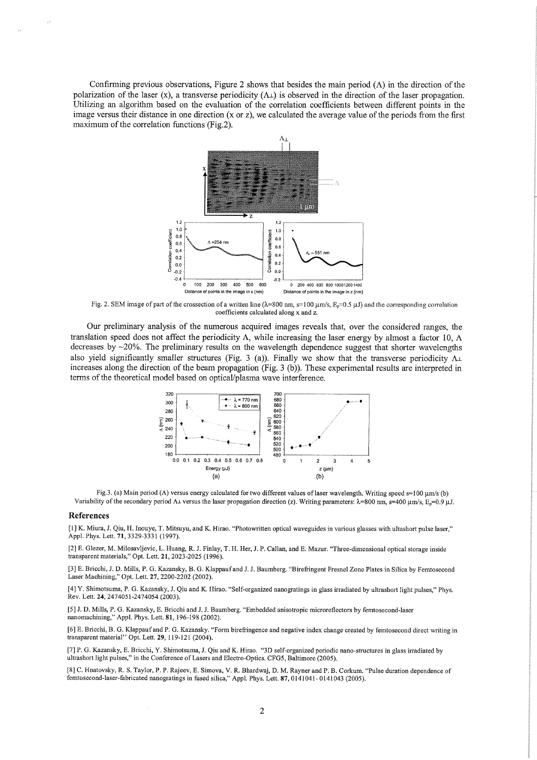Confirming previous observations, Figure 2 shows that besides the main period ($\Lambda$) in the direction of the polarization of the laser (x), a transverse periodicity ($\Lambda_\perp$) is observed in the direction of the laser propagation. Utilizing an algorithm based on the evaluation of the correlation coefficients between different points in the image versus their distance in one direction (x or z), we calculated the average value of the periods from the first maximum of the correlation functions (Fig.2).

$\Lambda_\perp$

x

z

$\Lambda$

1 µm

Correlation coefficient

$\Lambda$ =254 nm

Distance of points in the image in x (nm)

Correlation coefficient

$\Lambda_\perp$ = 551 nm

Distance of points in the image in z (nm)

Fig. 2. SEM image of part of the crossection of a written line ($\lambda$=800 nm, s=100 µm/s, $E_p$=0.5 µJ) and the corresponding correlation coefficients calculated along x and z.

Our preliminary analysis of the numerous acquired images reveals that, over the considered ranges, the translation speed does not affect the periodicity $\Lambda$, while increasing the laser energy by almost a factor 10, $\Lambda$ decreases by ~20%. The preliminary results on the wavelength dependence suggest that shorter wavelengths also yield significantly smaller structures (Fig. 3 (a)). Finally we show that the transverse periodicity $\Lambda_\perp$ increases along the direction of the beam propagation (Fig. 3 (b)). These experimental results are interpreted in terms of the theoretical model based on optical/plasma wave interference.

$\lambda$ = 770 nm

$\lambda$ = 800 nm

$\Lambda$ (nm)

Energy (µJ)

(a)

$\Lambda$ (nm)

z (µm)

(b)

Fig.3. (a) Main period ($\Lambda$) versus energy calculated for two different values of laser wavelength. Writing speed s=100 µm/s (b) Variability of the secondary period $\Lambda_\perp$ versus the laser propagation direction (z). Writing parameters: $\lambda$=800 nm, s=400 µm/s, $E_p$=0.9 µJ.

### References

[1] K. Miura, J. Qiu, H. Inouye, T. Mitsuyu, and K. Hirao. "Photowritten optical waveguides in various glasses with ultashort pulse laser," Appl. Phys. Lett. **71**, 3329-3331 (1997).

[2] E. Glezer, M. Milosavljevic, L. Huang, R. J. Finlay, T. H. Her, J. P. Callan, and E. Mazur. "Three-dimensional optical storage inside transparent materials," Opt. Lett. **21**, 2023-2025 (1996).

[3] E. Bricchi, J. D. Mills, P. G. Kazansky, B. G. Klappauf and J. J. Baumberg. "Birefringent Fresnel Zone Plates in Silica by Femtosecond Laser Machining," Opt. Lett. **27**, 2200-2202 (2002).

[4] Y. Shimotsuma, P. G. Kazansky, J. Qiu and K. Hirao. "Self-organized nanogratings in glass irradiated by ultrashort light pulses," Phys. Rev. Lett. **24**, 2474051-2474054 (2003).

[5] J. D. Mills, P. G. Kazansky, E. Bricchi and J. J. Baumberg. "Embedded anisotropic microreflectors by femtosecond-laser nanomachining," Appl. Phys. Lett. **81**, 196-198 (2002).

[6] E. Bricchi, B. G. Klappauf and P. G. Kazansky. "Form birefringence and negative index change created by femtosecond direct writing in transparent material" Opt. Lett. **29**, 119-121 (2004).

[7] P. G. Kazansky, E. Bricchi, Y. Shimotsuma, J. Qiu and K. Hirao. "3D self-organized periodic nano-structures in glass irradiated by ultrashort light pulses," in the Conference of Lasers and Electro-Optics. CFG5, Baltimore (2005).

[8] C. Hnatovsky, R. S. Taylor, P. P. Rajeev, E. Simova, V. R. Bhardwaj, D. M. Rayner and P. B. Corkum. "Pulse duration dependence of femtosecond-laser-fabricated nanogratings in fused silica," Appl. Phys. Lett. **87**, 0141041- 0141043 (2005).